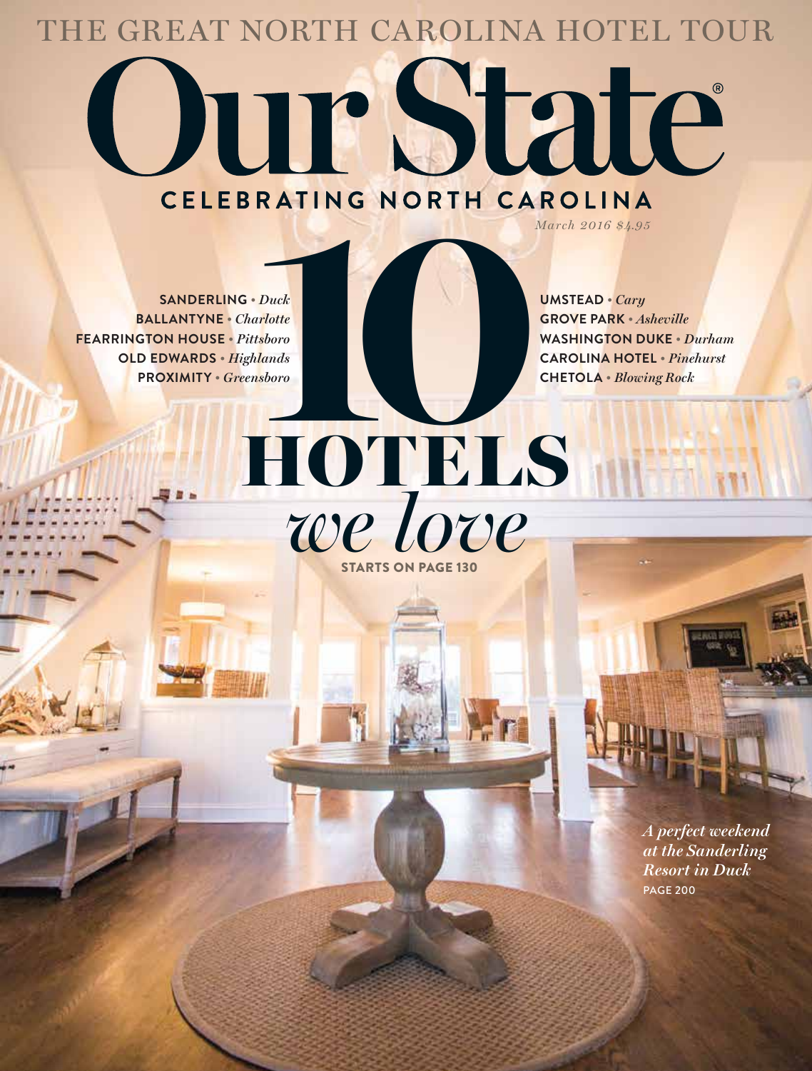THE GREAT NORTH CAROLINA HOTEL TOUR

# Our State

**CELEBRATING NORTH CAROLINA**

*March 2016 $4.95*

# 10 HOTELS *we love*

**STARTS ON PAGE 130**

**SANDERLING** • *Duck*
**BALLANTYNE** • *Charlotte*
**FEARRINGTON HOUSE** • *Pittsboro*
**OLD EDWARDS** • *Highlands*
**PROXIMITY** • *Greensboro*

**UMSTEAD** • *Cary*
**GROVE PARK** • *Asheville*
**WASHINGTON DUKE** • *Durham*
**CAROLINA HOTEL** • *Pinehurst*
**CHETOLA** • *Blowing Rock*

*A perfect weekend at the Sanderling Resort in Duck*
**PAGE 200**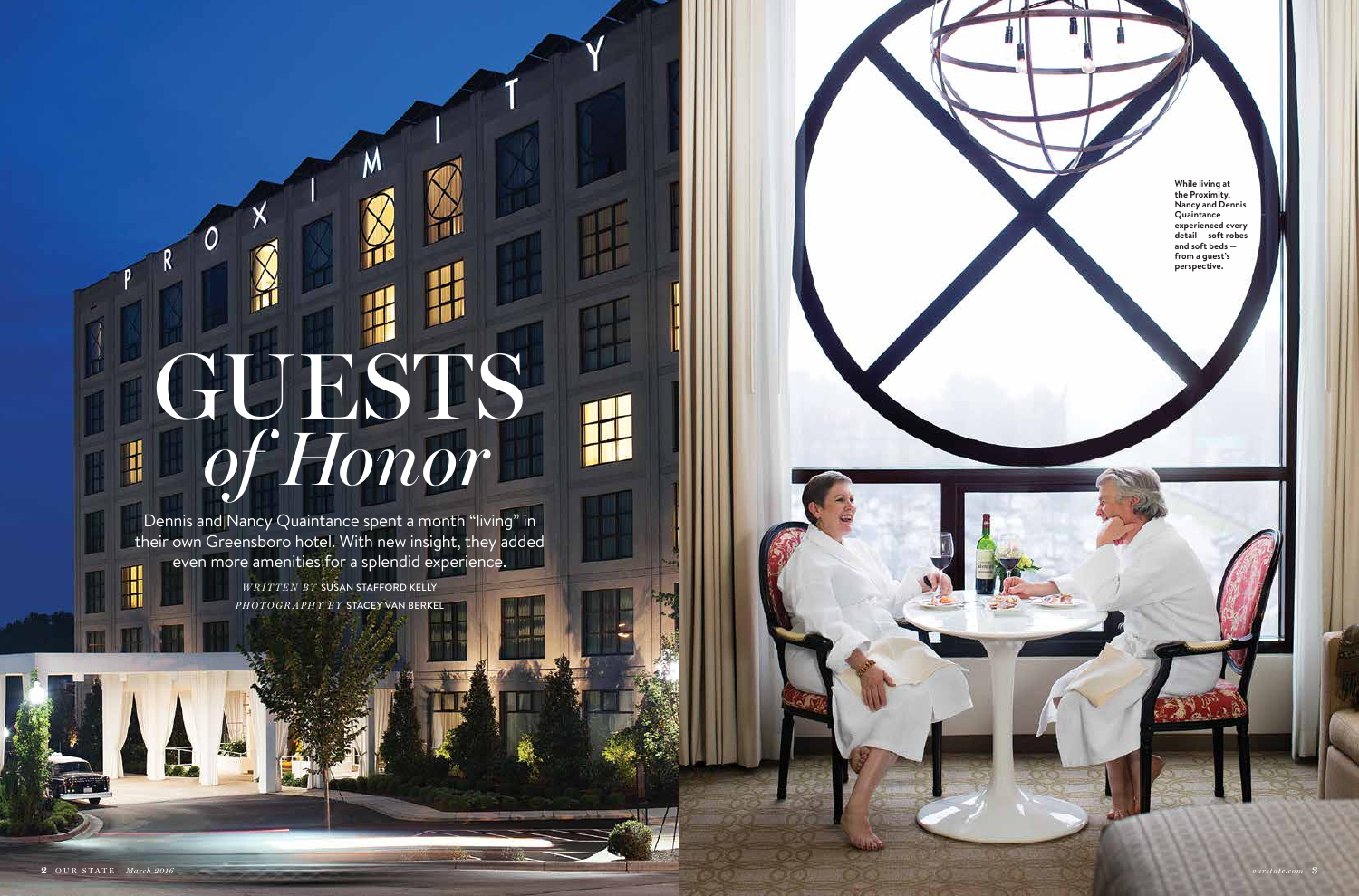# GUESTS *of Honor*

Dennis and Nancy Quaintance spent a month "living" in their own Greensboro hotel. With new insight, they added even more amenities for a splendid experience.

*WRITTEN BY* SUSAN STAFFORD KELLY

*PHOTOGRAPHY BY* STACEY VAN BERKEL

**While living at the Proximity, Nancy and Dennis Quaintance experienced every detail — soft robes and soft beds — from a guest's perspective.**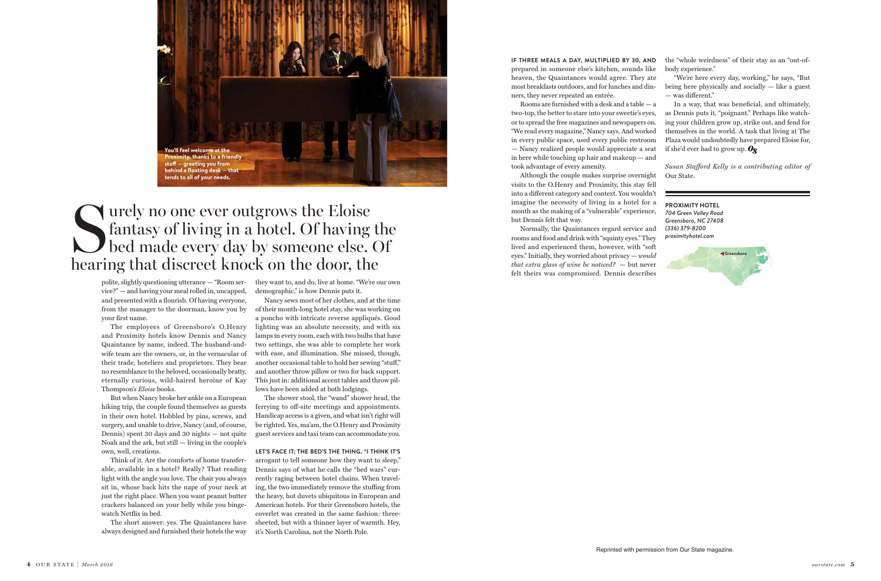You'll feel welcome at the Proximity, thanks to a friendly staff — greeting you from behind a floating desk — that tends to all of your needs.

# Surely no one ever outgrows the Eloise fantasy of living in a hotel. Of having the bed made every day by someone else. Of hearing that discreet knock on the door, the

polite, slightly questioning utterance — "Room service?" — and having your meal rolled in, uncapped, and presented with a flourish. Of having everyone, from the manager to the doorman, know you by your first name.

The employees of Greensboro's O.Henry and Proximity hotels know Dennis and Nancy Quaintance by name, indeed. The husband-and-wife team are the owners, or, in the vernacular of their trade, hoteliers and proprietors. They bear no resemblance to the beloved, occasionally bratty, eternally curious, wild-haired heroine of Kay Thompson's *Eloise* books.

But when Nancy broke her ankle on a European hiking trip, the couple found themselves as guests in their own hotel. Hobbled by pins, screws, and surgery, and unable to drive, Nancy (and, of course, Dennis) spent 30 days and 30 nights — not quite Noah and the ark, but still — living in the couple's own, well, creations.

Think of it. Are the comforts of home transferable, available in a hotel? Really? That reading light with the angle you love. The chair you always sit in, whose back hits the nape of your neck at just the right place. When you want peanut butter crackers balanced on your belly while you binge-watch Netflix in bed.

The short answer: yes. The Quaintances have always designed and furnished their hotels the way they want to, and do, live at home. "We're our own demographic," is how Dennis puts it.

Nancy sews most of her clothes, and at the time of their month-long hotel stay, she was working on a poncho with intricate reverse appliqués. Good lighting was an absolute necessity, and with six lamps in every room, each with two bulbs that have two settings, she was able to complete her work with ease, and illumination. She missed, though, another occasional table to hold her sewing "stuff," and another throw pillow or two for back support. This just in: additional accent tables and throw pillows have been added at both lodgings.

The shower stool, the "wand" shower head, the ferrying to off-site meetings and appointments. Handicap access is a given, and what isn't right will be righted. Yes, ma'am, the O.Henry and Proximity guest services and taxi team can accommodate you.

**LET'S FACE IT; THE BED'S THE THING. "I THINK IT'S** arrogant to tell someone how they want to sleep," Dennis says of what he calls the "bed wars" currently raging between hotel chains. When traveling, the two immediately remove the stuffing from the heavy, hot duvets ubiquitous in European and American hotels. For their Greensboro hotels, the coverlet was created in the same fashion: three-sheeted, but with a thinner layer of warmth. Hey, it's North Carolina, not the North Pole.

**IF THREE MEALS A DAY, MULTIPLIED BY 30, AND** prepared in someone else's kitchen, sounds like heaven, the Quaintances would agree. They ate most breakfasts outdoors, and for lunches and dinners, they never repeated an entrée.

Rooms are furnished with a desk and a table — a two-top, the better to stare into your sweetie's eyes, or to spread the free magazines and newspapers on. "We read every magazine," Nancy says. And worked in every public space, used every public restroom — Nancy realized people would appreciate a seat in here while touching up hair and makeup — and took advantage of every amenity.

Although the couple makes surprise overnight visits to the O.Henry and Proximity, this stay fell into a different category and context. You wouldn't imagine the necessity of living in a hotel for a month as the making of a "vulnerable" experience, but Dennis felt that way.

Normally, the Quaintances regard service and rooms and food and drink with "squinty eyes." They lived and experienced them, however, with "soft eyes." Initially, they worried about privacy — *would that extra glass of wine be noticed?* — but never felt theirs was compromised. Dennis describes the "whole weirdness" of their stay as an "out-of-body experience."

"We're here every day, working," he says, "But being here physically and socially — like a guest — was different."

In a way, that was beneficial, and ultimately, as Dennis puts it, "poignant." Perhaps like watching your children grow up, strike out, and fend for themselves in the world. A task that living at The Plaza would undoubtedly have prepared Eloise for, if she'd ever had to grow up.

*Susan Stafford Kelly is a contributing editor of* Our State.

**PROXIMITY HOTEL**
*704 Green Valley Road*
*Greensboro, NC 27408*
*(336) 379-8200*
*proximityhotel.com*

Greensboro

Reprinted with permission from Our State magazine.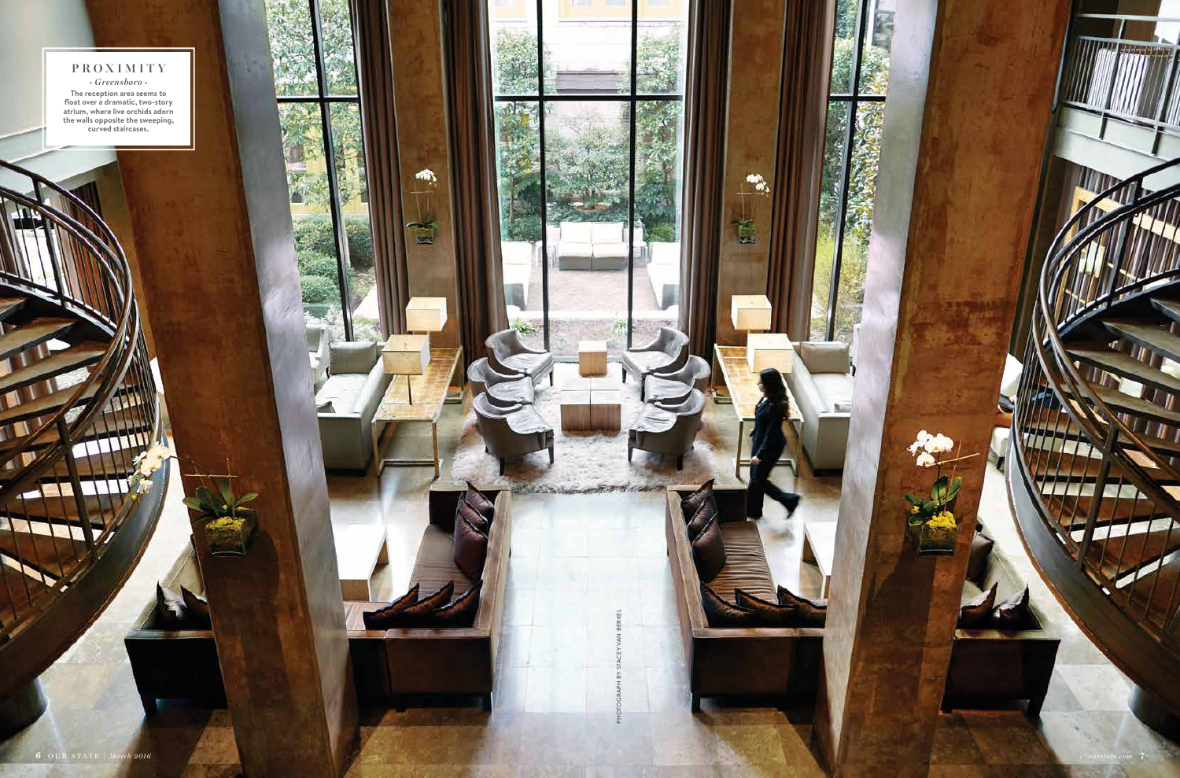# PROXIMITY

*• Greensboro •*

**The reception area seems to float over a dramatic, two-story atrium, where live orchids adorn the walls opposite the sweeping, curved staircases.**

PHOTOGRAPH BY STACEY VAN BERKEL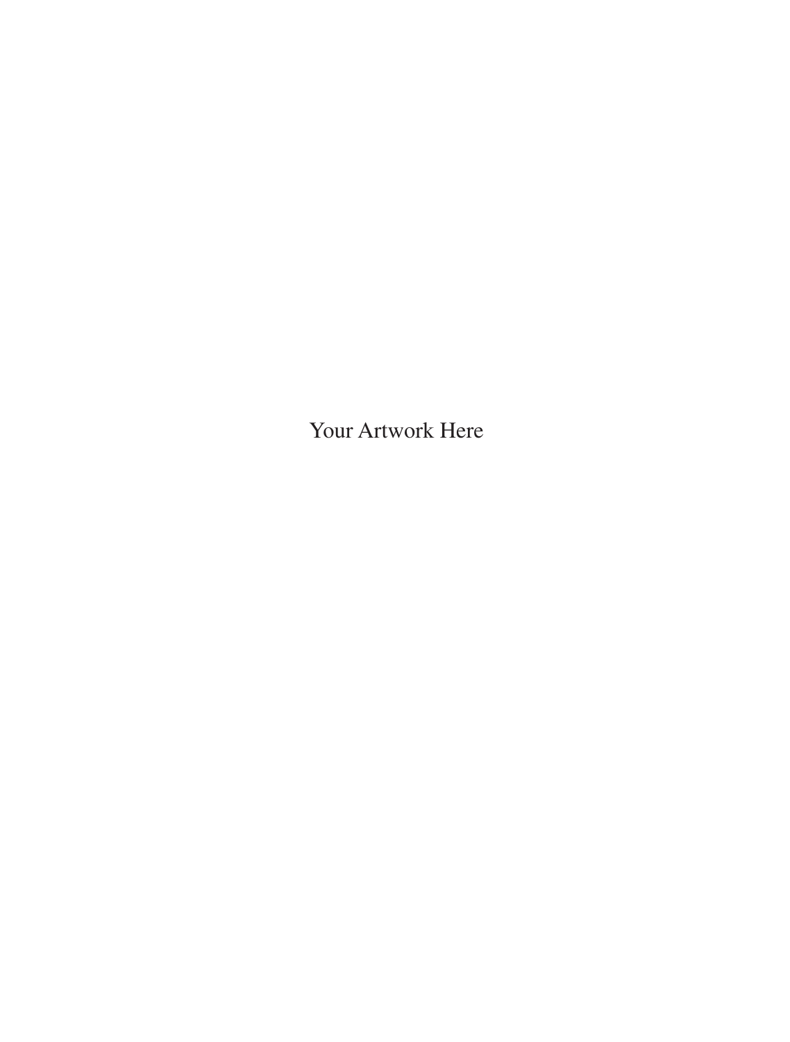Your Artwork Here